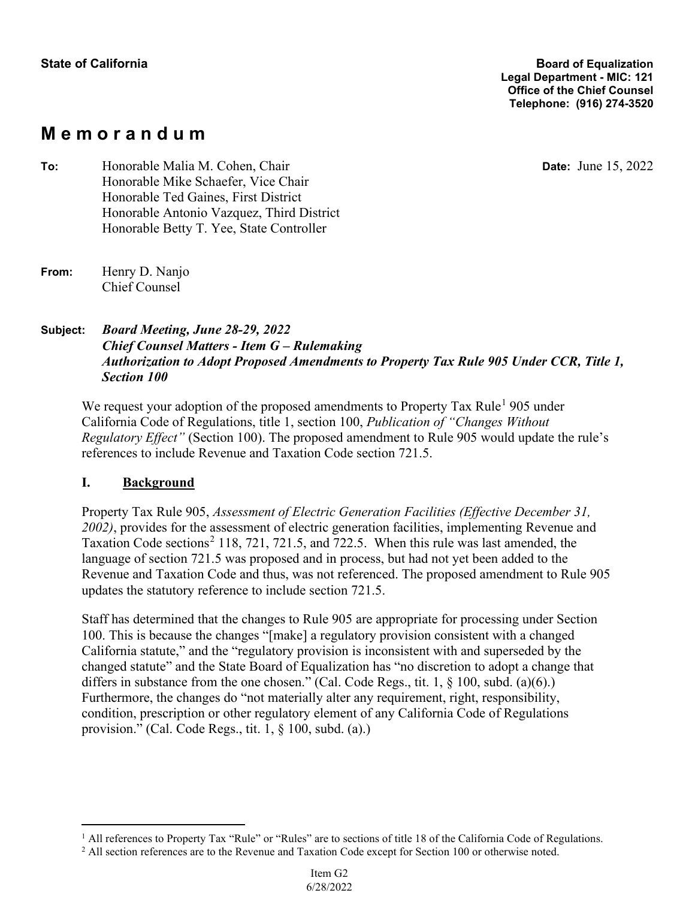**State of California**

**Board of Equalization**
**Legal Department - MIC: 121**
**Office of the Chief Counsel**
**Telephone: (916) 274-3520**

# M e m o r a n d u m

**To:** Honorable Malia M. Cohen, Chair
Honorable Mike Schaefer, Vice Chair
Honorable Ted Gaines, First District
Honorable Antonio Vazquez, Third District
Honorable Betty T. Yee, State Controller

**Date:** June 15, 2022

**From:** Henry D. Nanjo
Chief Counsel

**Subject:** ***Board Meeting, June 28-29, 2022***
***Chief Counsel Matters - Item G – Rulemaking***
***Authorization to Adopt Proposed Amendments to Property Tax Rule 905 Under CCR, Title 1, Section 100***

We request your adoption of the proposed amendments to Property Tax Rule[1] 905 under California Code of Regulations, title 1, section 100, *Publication of "Changes Without Regulatory Effect"* (Section 100). The proposed amendment to Rule 905 would update the rule's references to include Revenue and Taxation Code section 721.5.

## I. Background

Property Tax Rule 905, *Assessment of Electric Generation Facilities (Effective December 31, 2002)*, provides for the assessment of electric generation facilities, implementing Revenue and Taxation Code sections[2] 118, 721, 721.5, and 722.5. When this rule was last amended, the language of section 721.5 was proposed and in process, but had not yet been added to the Revenue and Taxation Code and thus, was not referenced. The proposed amendment to Rule 905 updates the statutory reference to include section 721.5.

Staff has determined that the changes to Rule 905 are appropriate for processing under Section 100. This is because the changes "[make] a regulatory provision consistent with a changed California statute," and the "regulatory provision is inconsistent with and superseded by the changed statute" and the State Board of Equalization has "no discretion to adopt a change that differs in substance from the one chosen." (Cal. Code Regs., tit. 1, § 100, subd. (a)(6).) Furthermore, the changes do "not materially alter any requirement, right, responsibility, condition, prescription or other regulatory element of any California Code of Regulations provision." (Cal. Code Regs., tit. 1, § 100, subd. (a).)

---

[1] All references to Property Tax "Rule" or "Rules" are to sections of title 18 of the California Code of Regulations.

[2] All section references are to the Revenue and Taxation Code except for Section 100 or otherwise noted.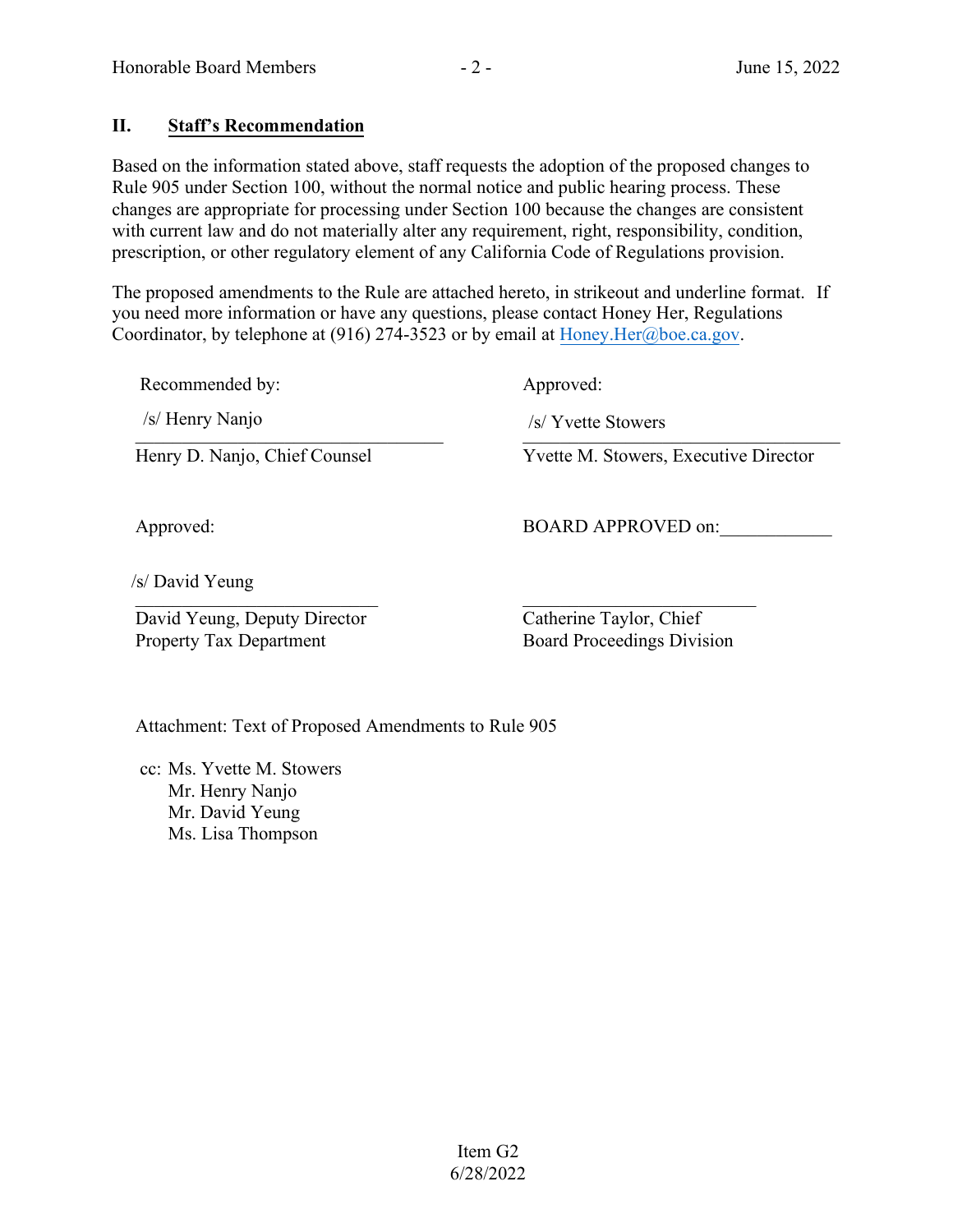## II. Staff's Recommendation

Based on the information stated above, staff requests the adoption of the proposed changes to Rule 905 under Section 100, without the normal notice and public hearing process. These changes are appropriate for processing under Section 100 because the changes are consistent with current law and do not materially alter any requirement, right, responsibility, condition, prescription, or other regulatory element of any California Code of Regulations provision.

The proposed amendments to the Rule are attached hereto, in strikeout and underline format. If you need more information or have any questions, please contact Honey Her, Regulations Coordinator, by telephone at (916) 274-3523 or by email at Honey.Her@boe.ca.gov.

| Recommended by: | Approved: |
|---|---|
| /s/ Henry Nanjo | /s/ Yvette Stowers |
| Henry D. Nanjo, Chief Counsel | Yvette M. Stowers, Executive Director |
| Approved: | BOARD APPROVED on:____________ |
| /s/ David Yeung | |
| David Yeung, Deputy Director<br>Property Tax Department | Catherine Taylor, Chief<br>Board Proceedings Division |

Attachment: Text of Proposed Amendments to Rule 905

cc: Ms. Yvette M. Stowers
Mr. Henry Nanjo
Mr. David Yeung
Ms. Lisa Thompson

Item G2
6/28/2022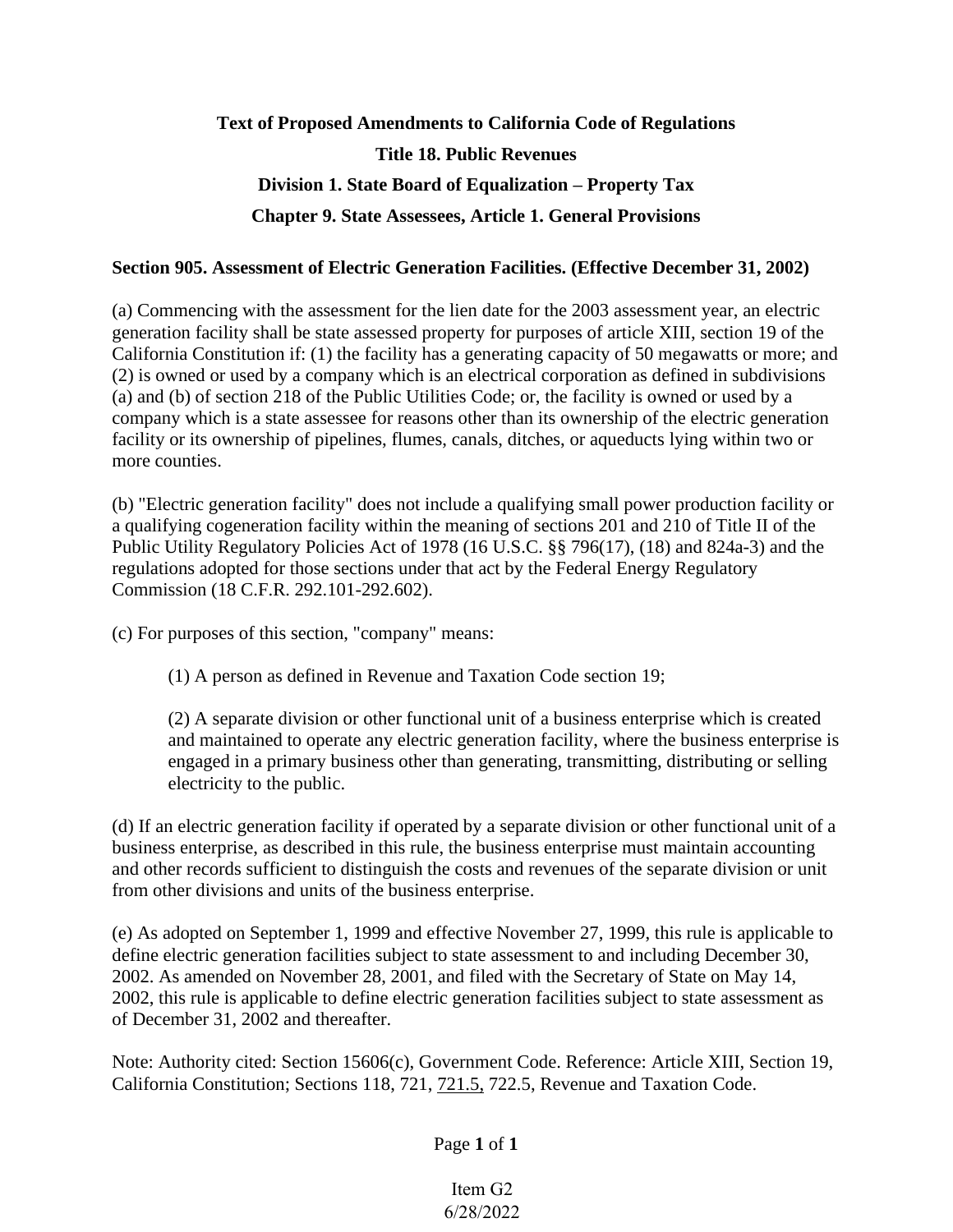**Text of Proposed Amendments to California Code of Regulations**

**Title 18. Public Revenues**

**Division 1. State Board of Equalization – Property Tax**

**Chapter 9. State Assessees, Article 1. General Provisions**

**Section 905. Assessment of Electric Generation Facilities. (Effective December 31, 2002)**

(a) Commencing with the assessment for the lien date for the 2003 assessment year, an electric generation facility shall be state assessed property for purposes of article XIII, section 19 of the California Constitution if: (1) the facility has a generating capacity of 50 megawatts or more; and (2) is owned or used by a company which is an electrical corporation as defined in subdivisions (a) and (b) of section 218 of the Public Utilities Code; or, the facility is owned or used by a company which is a state assessee for reasons other than its ownership of the electric generation facility or its ownership of pipelines, flumes, canals, ditches, or aqueducts lying within two or more counties.

(b) "Electric generation facility" does not include a qualifying small power production facility or a qualifying cogeneration facility within the meaning of sections 201 and 210 of Title II of the Public Utility Regulatory Policies Act of 1978 (16 U.S.C. §§ 796(17), (18) and 824a-3) and the regulations adopted for those sections under that act by the Federal Energy Regulatory Commission (18 C.F.R. 292.101-292.602).

(c) For purposes of this section, "company" means:

> (1) A person as defined in Revenue and Taxation Code section 19;
>
> (2) A separate division or other functional unit of a business enterprise which is created and maintained to operate any electric generation facility, where the business enterprise is engaged in a primary business other than generating, transmitting, distributing or selling electricity to the public.

(d) If an electric generation facility if operated by a separate division or other functional unit of a business enterprise, as described in this rule, the business enterprise must maintain accounting and other records sufficient to distinguish the costs and revenues of the separate division or unit from other divisions and units of the business enterprise.

(e) As adopted on September 1, 1999 and effective November 27, 1999, this rule is applicable to define electric generation facilities subject to state assessment to and including December 30, 2002. As amended on November 28, 2001, and filed with the Secretary of State on May 14, 2002, this rule is applicable to define electric generation facilities subject to state assessment as of December 31, 2002 and thereafter.

Note: Authority cited: Section 15606(c), Government Code. Reference: Article XIII, Section 19, California Constitution; Sections 118, 721, <u>721.5,</u> 722.5, Revenue and Taxation Code.

Item G2
6/28/2022